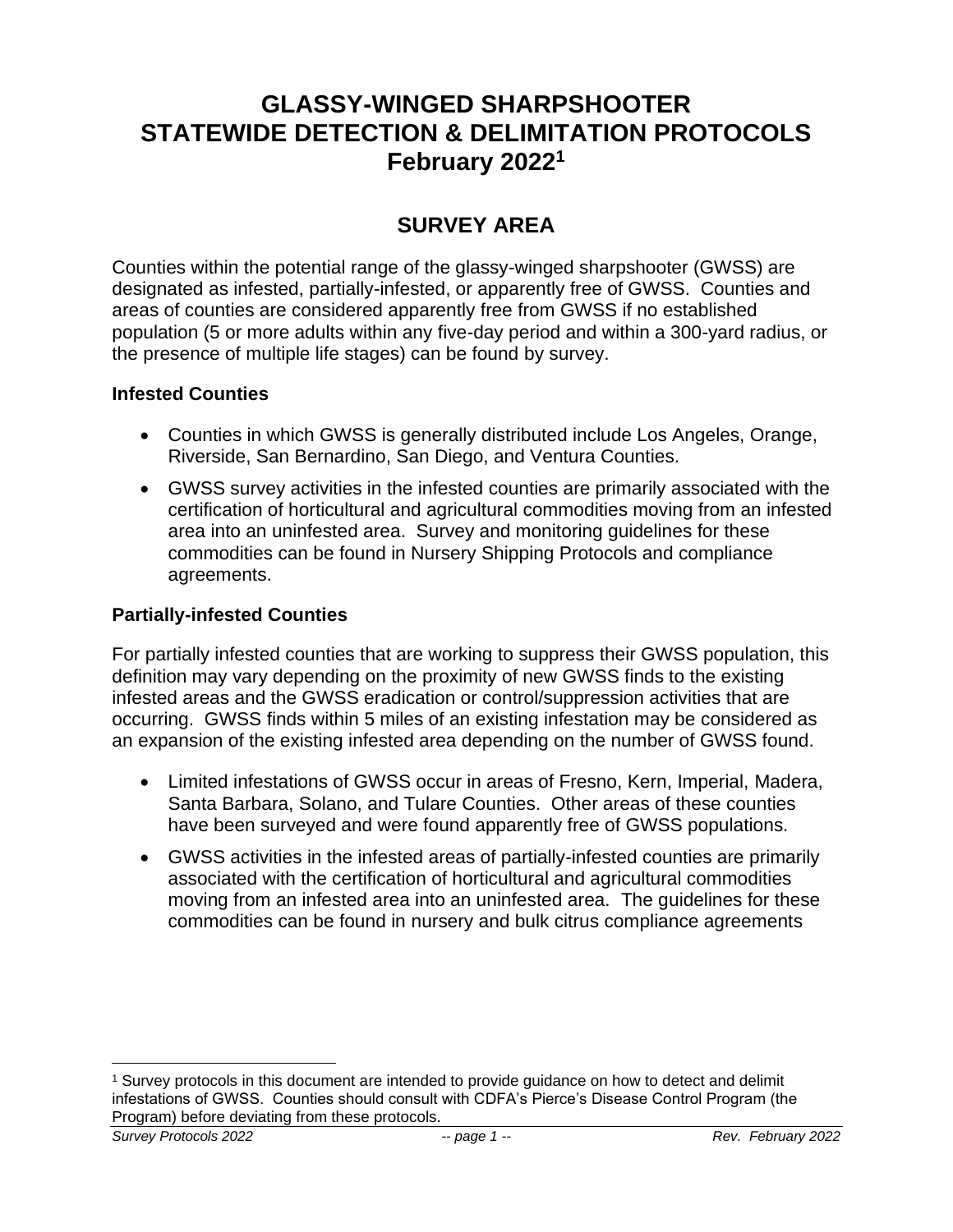# GLASSY-WINGED SHARPSHOOTER STATEWIDE DETECTION & DELIMITATION PROTOCOLS February 2022[1]

## SURVEY AREA

Counties within the potential range of the glassy-winged sharpshooter (GWSS) are designated as infested, partially-infested, or apparently free of GWSS. Counties and areas of counties are considered apparently free from GWSS if no established population (5 or more adults within any five-day period and within a 300-yard radius, or the presence of multiple life stages) can be found by survey.

### Infested Counties

- Counties in which GWSS is generally distributed include Los Angeles, Orange, Riverside, San Bernardino, San Diego, and Ventura Counties.
- GWSS survey activities in the infested counties are primarily associated with the certification of horticultural and agricultural commodities moving from an infested area into an uninfested area. Survey and monitoring guidelines for these commodities can be found in Nursery Shipping Protocols and compliance agreements.

### Partially-infested Counties

For partially infested counties that are working to suppress their GWSS population, this definition may vary depending on the proximity of new GWSS finds to the existing infested areas and the GWSS eradication or control/suppression activities that are occurring. GWSS finds within 5 miles of an existing infestation may be considered as an expansion of the existing infested area depending on the number of GWSS found.

- Limited infestations of GWSS occur in areas of Fresno, Kern, Imperial, Madera, Santa Barbara, Solano, and Tulare Counties. Other areas of these counties have been surveyed and were found apparently free of GWSS populations.
- GWSS activities in the infested areas of partially-infested counties are primarily associated with the certification of horticultural and agricultural commodities moving from an infested area into an uninfested area. The guidelines for these commodities can be found in nursery and bulk citrus compliance agreements

[1] Survey protocols in this document are intended to provide guidance on how to detect and delimit infestations of GWSS. Counties should consult with CDFA's Pierce's Disease Control Program (the Program) before deviating from these protocols.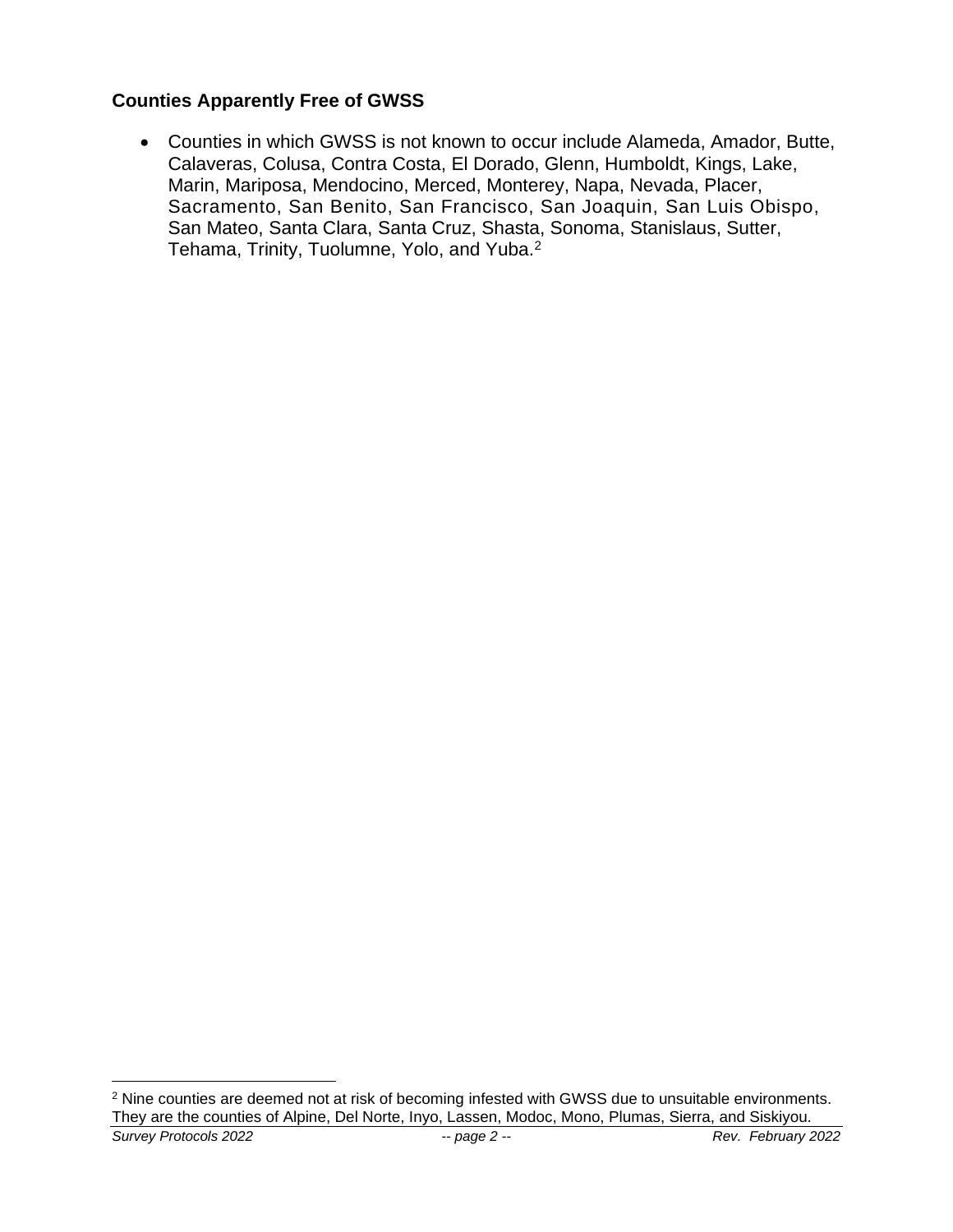### Counties Apparently Free of GWSS

- Counties in which GWSS is not known to occur include Alameda, Amador, Butte, Calaveras, Colusa, Contra Costa, El Dorado, Glenn, Humboldt, Kings, Lake, Marin, Mariposa, Mendocino, Merced, Monterey, Napa, Nevada, Placer, Sacramento, San Benito, San Francisco, San Joaquin, San Luis Obispo, San Mateo, Santa Clara, Santa Cruz, Shasta, Sonoma, Stanislaus, Sutter, Tehama, Trinity, Tuolumne, Yolo, and Yuba.[2]

[2] Nine counties are deemed not at risk of becoming infested with GWSS due to unsuitable environments. They are the counties of Alpine, Del Norte, Inyo, Lassen, Modoc, Mono, Plumas, Sierra, and Siskiyou.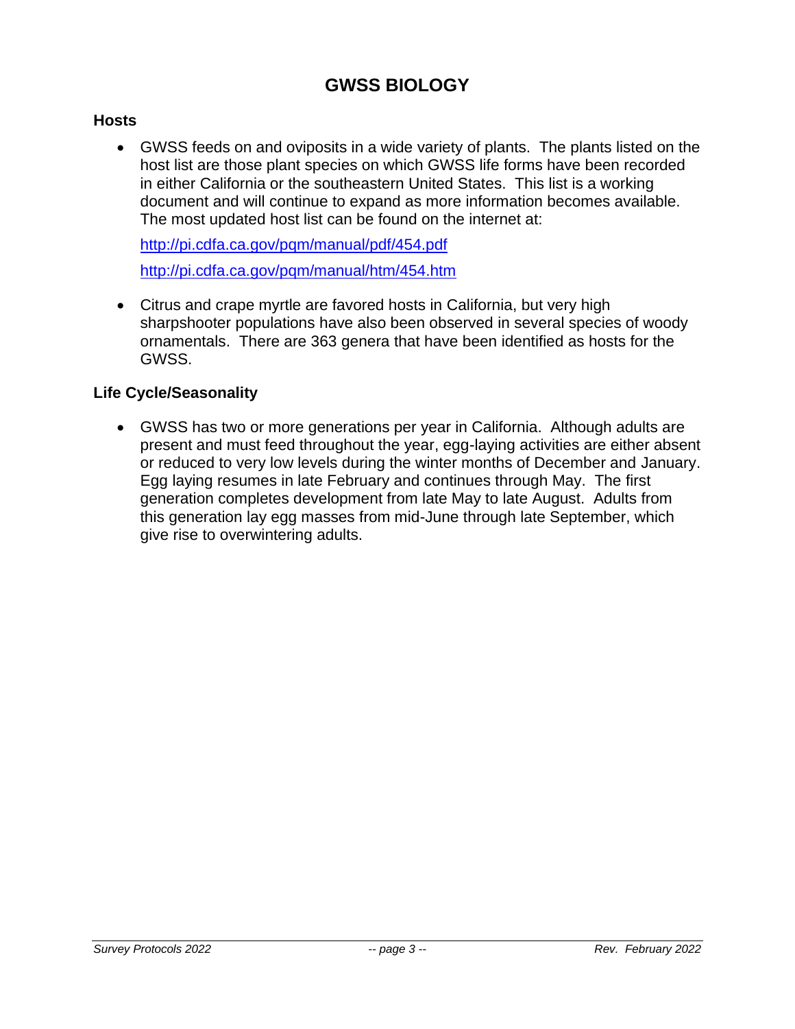# GWSS BIOLOGY

## Hosts

- GWSS feeds on and oviposits in a wide variety of plants. The plants listed on the host list are those plant species on which GWSS life forms have been recorded in either California or the southeastern United States. This list is a working document and will continue to expand as more information becomes available. The most updated host list can be found on the internet at:

  http://pi.cdfa.ca.gov/pqm/manual/pdf/454.pdf

  http://pi.cdfa.ca.gov/pqm/manual/htm/454.htm

- Citrus and crape myrtle are favored hosts in California, but very high sharpshooter populations have also been observed in several species of woody ornamentals. There are 363 genera that have been identified as hosts for the GWSS.

## Life Cycle/Seasonality

- GWSS has two or more generations per year in California. Although adults are present and must feed throughout the year, egg-laying activities are either absent or reduced to very low levels during the winter months of December and January. Egg laying resumes in late February and continues through May. The first generation completes development from late May to late August. Adults from this generation lay egg masses from mid-June through late September, which give rise to overwintering adults.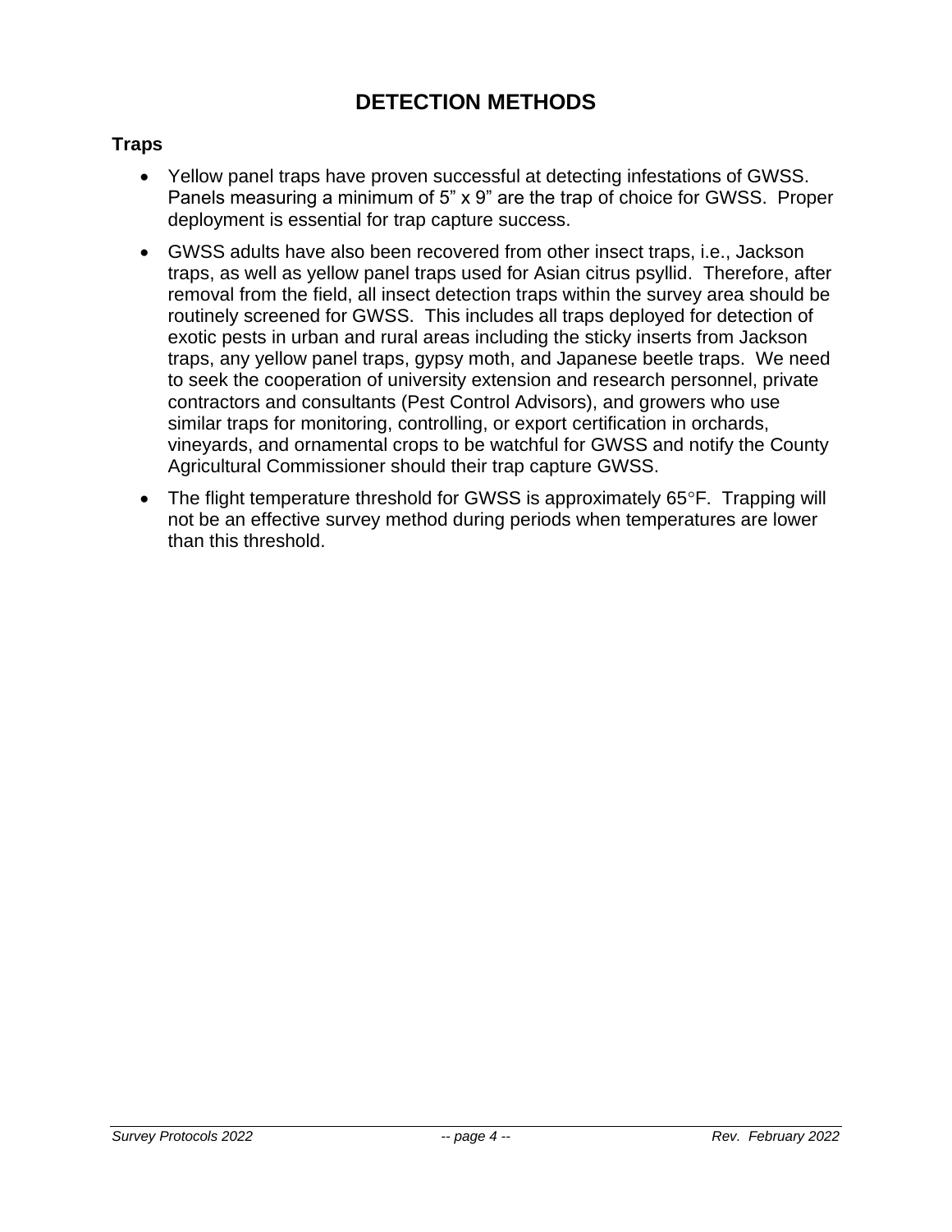# DETECTION METHODS

## Traps

- Yellow panel traps have proven successful at detecting infestations of GWSS. Panels measuring a minimum of 5” x 9” are the trap of choice for GWSS. Proper deployment is essential for trap capture success.
- GWSS adults have also been recovered from other insect traps, i.e., Jackson traps, as well as yellow panel traps used for Asian citrus psyllid. Therefore, after removal from the field, all insect detection traps within the survey area should be routinely screened for GWSS. This includes all traps deployed for detection of exotic pests in urban and rural areas including the sticky inserts from Jackson traps, any yellow panel traps, gypsy moth, and Japanese beetle traps. We need to seek the cooperation of university extension and research personnel, private contractors and consultants (Pest Control Advisors), and growers who use similar traps for monitoring, controlling, or export certification in orchards, vineyards, and ornamental crops to be watchful for GWSS and notify the County Agricultural Commissioner should their trap capture GWSS.
- The flight temperature threshold for GWSS is approximately 65°F. Trapping will not be an effective survey method during periods when temperatures are lower than this threshold.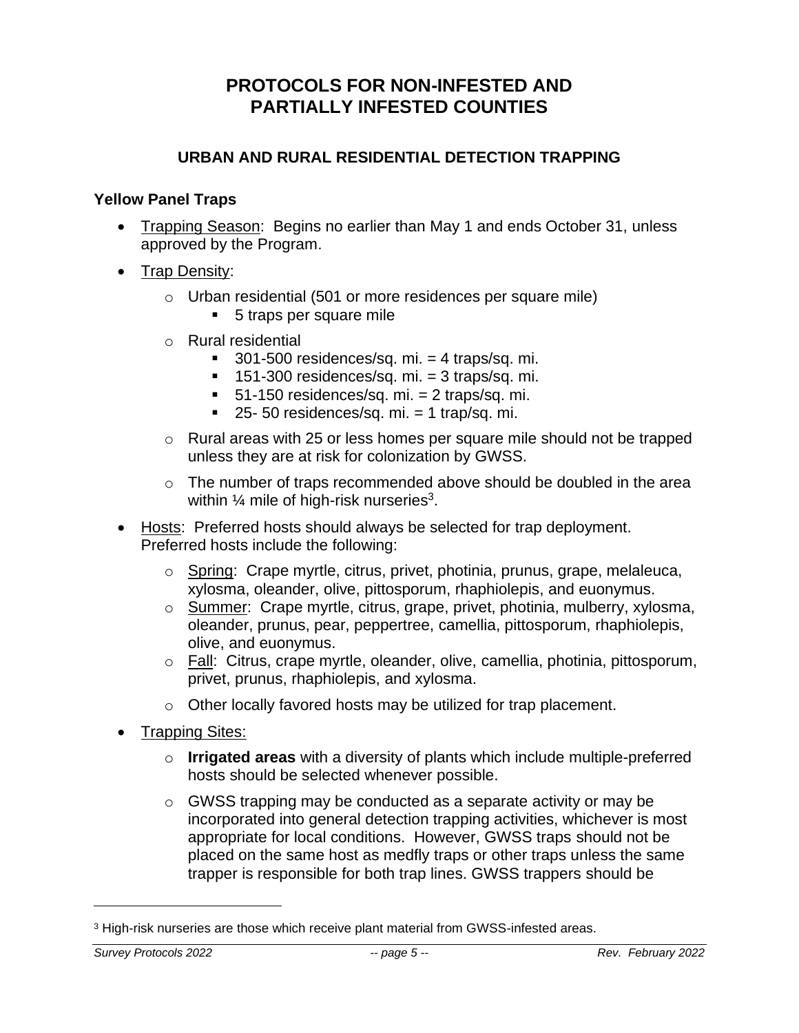# PROTOCOLS FOR NON-INFESTED AND PARTIALLY INFESTED COUNTIES

## URBAN AND RURAL RESIDENTIAL DETECTION TRAPPING

### Yellow Panel Traps

- Trapping Season: Begins no earlier than May 1 and ends October 31, unless approved by the Program.
- Trap Density:
  - Urban residential (501 or more residences per square mile)
    - 5 traps per square mile
  - Rural residential
    - 301-500 residences/sq. mi. = 4 traps/sq. mi.
    - 151-300 residences/sq. mi. = 3 traps/sq. mi.
    - 51-150 residences/sq. mi. = 2 traps/sq. mi.
    - 25- 50 residences/sq. mi. = 1 trap/sq. mi.
  - Rural areas with 25 or less homes per square mile should not be trapped unless they are at risk for colonization by GWSS.
  - The number of traps recommended above should be doubled in the area within ¼ mile of high-risk nurseries[3].
- Hosts: Preferred hosts should always be selected for trap deployment. Preferred hosts include the following:
  - Spring: Crape myrtle, citrus, privet, photinia, prunus, grape, melaleuca, xylosma, oleander, olive, pittosporum, rhaphiolepis, and euonymus.
  - Summer: Crape myrtle, citrus, grape, privet, photinia, mulberry, xylosma, oleander, prunus, pear, peppertree, camellia, pittosporum, rhaphiolepis, olive, and euonymus.
  - Fall: Citrus, crape myrtle, oleander, olive, camellia, photinia, pittosporum, privet, prunus, rhaphiolepis, and xylosma.
  - Other locally favored hosts may be utilized for trap placement.
- Trapping Sites:
  - **Irrigated areas** with a diversity of plants which include multiple-preferred hosts should be selected whenever possible.
  - GWSS trapping may be conducted as a separate activity or may be incorporated into general detection trapping activities, whichever is most appropriate for local conditions. However, GWSS traps should not be placed on the same host as medfly traps or other traps unless the same trapper is responsible for both trap lines. GWSS trappers should be

---

[3] High-risk nurseries are those which receive plant material from GWSS-infested areas.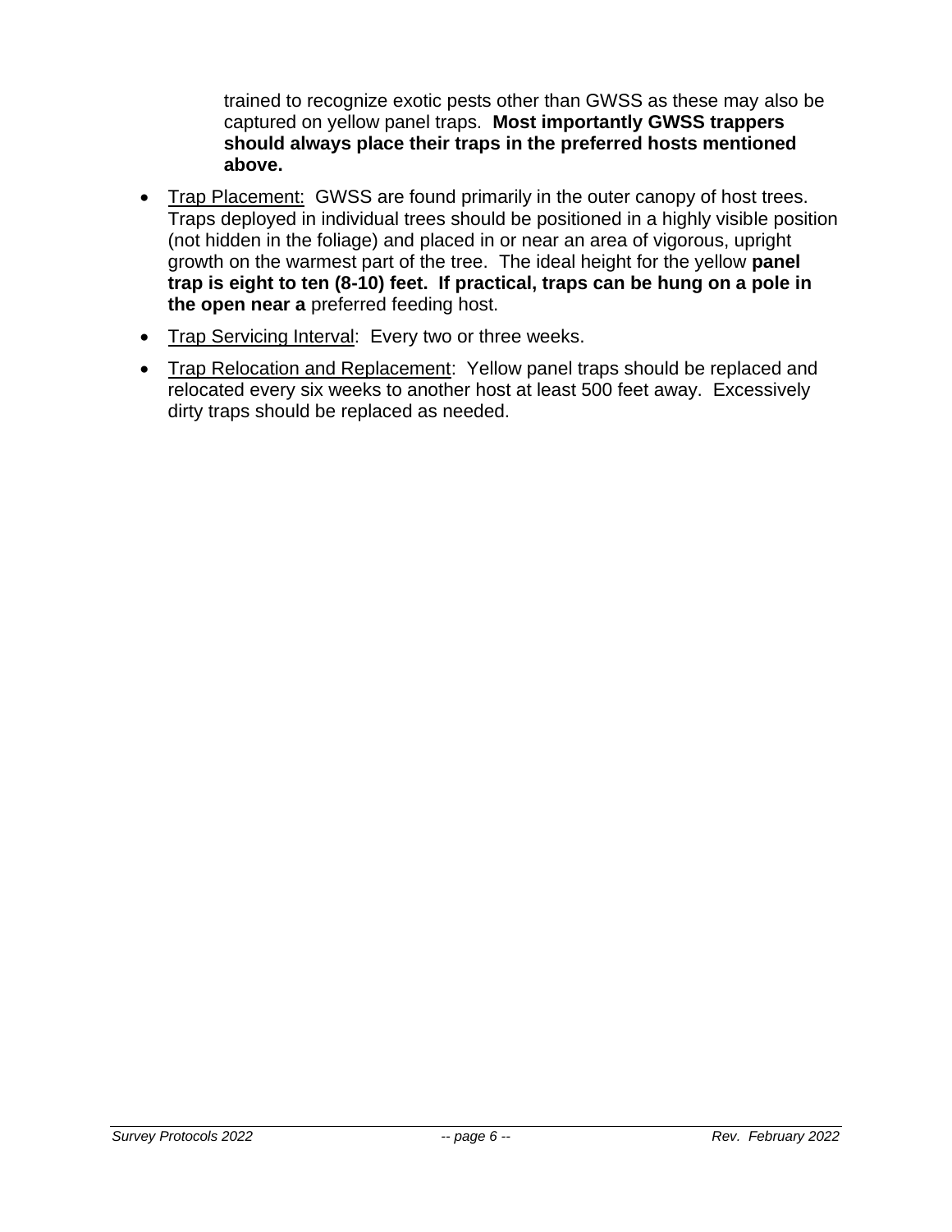trained to recognize exotic pests other than GWSS as these may also be captured on yellow panel traps. **Most importantly GWSS trappers should always place their traps in the preferred hosts mentioned above.**

- Trap Placement: GWSS are found primarily in the outer canopy of host trees. Traps deployed in individual trees should be positioned in a highly visible position (not hidden in the foliage) and placed in or near an area of vigorous, upright growth on the warmest part of the tree. The ideal height for the yellow **panel trap is eight to ten (8-10) feet. If practical, traps can be hung on a pole in the open near a** preferred feeding host.
- Trap Servicing Interval: Every two or three weeks.
- Trap Relocation and Replacement: Yellow panel traps should be replaced and relocated every six weeks to another host at least 500 feet away. Excessively dirty traps should be replaced as needed.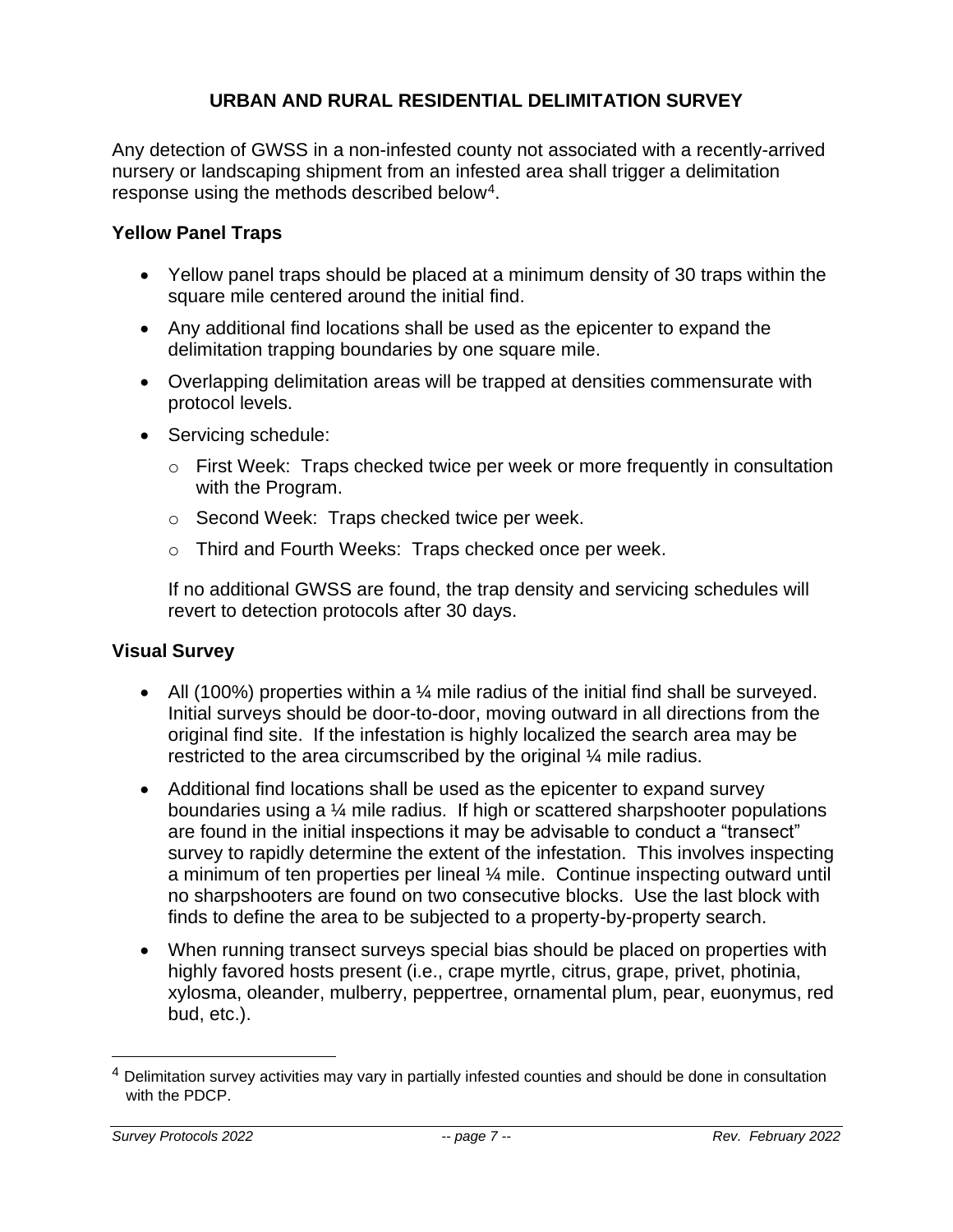## URBAN AND RURAL RESIDENTIAL DELIMITATION SURVEY

Any detection of GWSS in a non-infested county not associated with a recently-arrived nursery or landscaping shipment from an infested area shall trigger a delimitation response using the methods described below[4].

### Yellow Panel Traps

- Yellow panel traps should be placed at a minimum density of 30 traps within the square mile centered around the initial find.
- Any additional find locations shall be used as the epicenter to expand the delimitation trapping boundaries by one square mile.
- Overlapping delimitation areas will be trapped at densities commensurate with protocol levels.
- Servicing schedule:
  - First Week: Traps checked twice per week or more frequently in consultation with the Program.
  - Second Week: Traps checked twice per week.
  - Third and Fourth Weeks: Traps checked once per week.

  If no additional GWSS are found, the trap density and servicing schedules will revert to detection protocols after 30 days.

### Visual Survey

- All (100%) properties within a ¼ mile radius of the initial find shall be surveyed. Initial surveys should be door-to-door, moving outward in all directions from the original find site. If the infestation is highly localized the search area may be restricted to the area circumscribed by the original ¼ mile radius.
- Additional find locations shall be used as the epicenter to expand survey boundaries using a ¼ mile radius. If high or scattered sharpshooter populations are found in the initial inspections it may be advisable to conduct a "transect" survey to rapidly determine the extent of the infestation. This involves inspecting a minimum of ten properties per lineal ¼ mile. Continue inspecting outward until no sharpshooters are found on two consecutive blocks. Use the last block with finds to define the area to be subjected to a property-by-property search.
- When running transect surveys special bias should be placed on properties with highly favored hosts present (i.e., crape myrtle, citrus, grape, privet, photinia, xylosma, oleander, mulberry, peppertree, ornamental plum, pear, euonymus, red bud, etc.).

---

[4] Delimitation survey activities may vary in partially infested counties and should be done in consultation with the PDCP.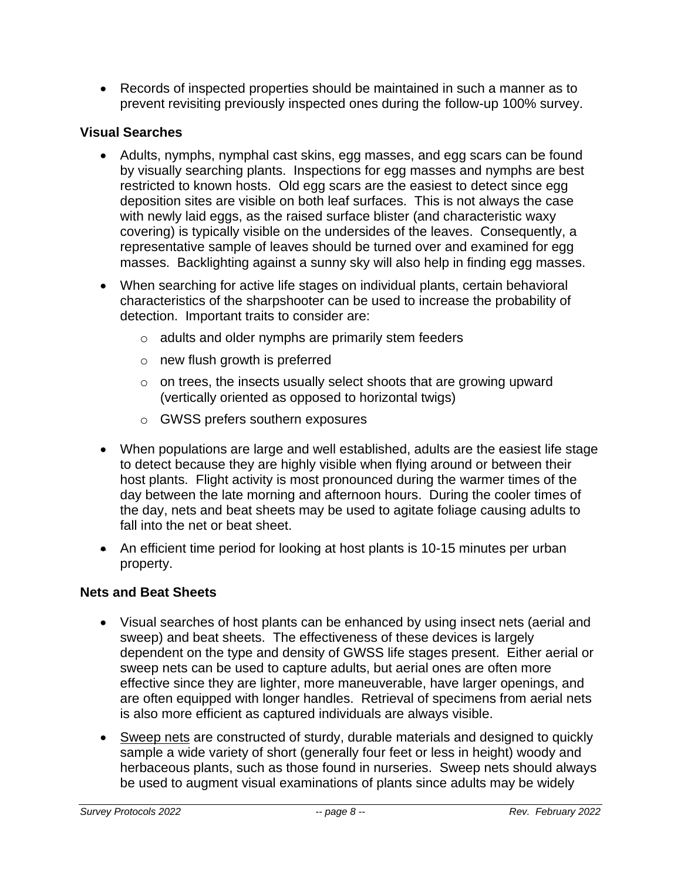- Records of inspected properties should be maintained in such a manner as to prevent revisiting previously inspected ones during the follow-up 100% survey.

### Visual Searches

- Adults, nymphs, nymphal cast skins, egg masses, and egg scars can be found by visually searching plants. Inspections for egg masses and nymphs are best restricted to known hosts. Old egg scars are the easiest to detect since egg deposition sites are visible on both leaf surfaces. This is not always the case with newly laid eggs, as the raised surface blister (and characteristic waxy covering) is typically visible on the undersides of the leaves. Consequently, a representative sample of leaves should be turned over and examined for egg masses. Backlighting against a sunny sky will also help in finding egg masses.
- When searching for active life stages on individual plants, certain behavioral characteristics of the sharpshooter can be used to increase the probability of detection. Important traits to consider are:
  - adults and older nymphs are primarily stem feeders
  - new flush growth is preferred
  - on trees, the insects usually select shoots that are growing upward (vertically oriented as opposed to horizontal twigs)
  - GWSS prefers southern exposures
- When populations are large and well established, adults are the easiest life stage to detect because they are highly visible when flying around or between their host plants. Flight activity is most pronounced during the warmer times of the day between the late morning and afternoon hours. During the cooler times of the day, nets and beat sheets may be used to agitate foliage causing adults to fall into the net or beat sheet.
- An efficient time period for looking at host plants is 10-15 minutes per urban property.

### Nets and Beat Sheets

- Visual searches of host plants can be enhanced by using insect nets (aerial and sweep) and beat sheets. The effectiveness of these devices is largely dependent on the type and density of GWSS life stages present. Either aerial or sweep nets can be used to capture adults, but aerial ones are often more effective since they are lighter, more maneuverable, have larger openings, and are often equipped with longer handles. Retrieval of specimens from aerial nets is also more efficient as captured individuals are always visible.
- Sweep nets are constructed of sturdy, durable materials and designed to quickly sample a wide variety of short (generally four feet or less in height) woody and herbaceous plants, such as those found in nurseries. Sweep nets should always be used to augment visual examinations of plants since adults may be widely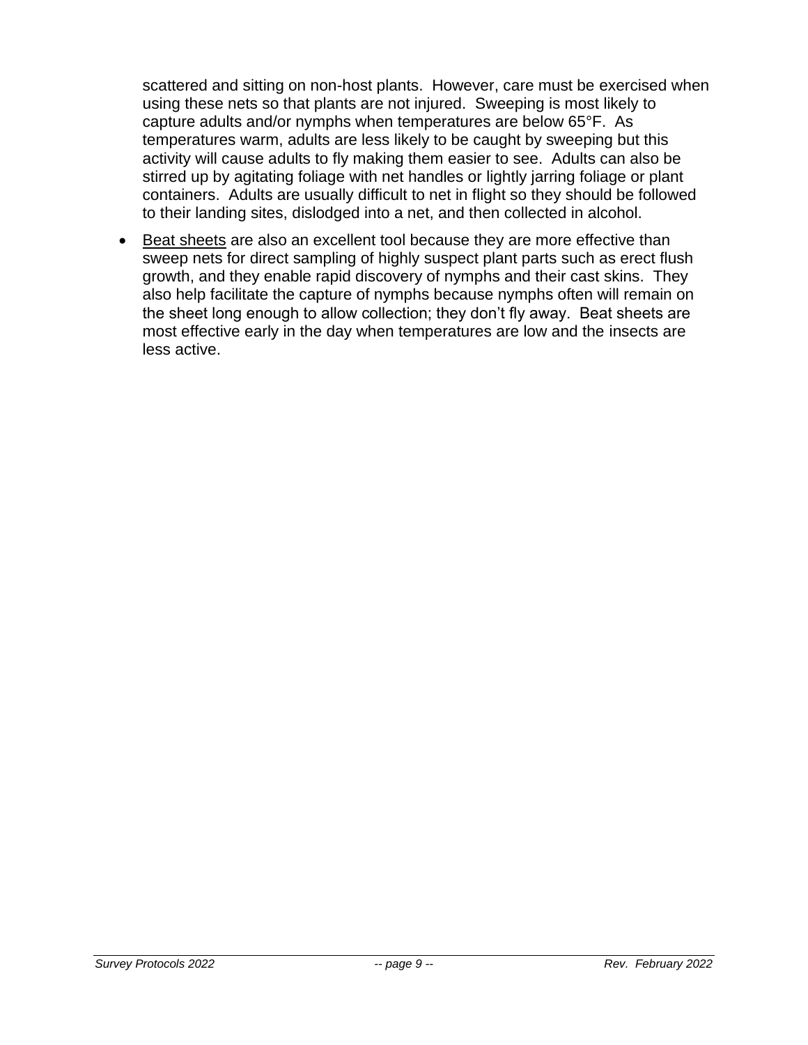scattered and sitting on non-host plants. However, care must be exercised when using these nets so that plants are not injured. Sweeping is most likely to capture adults and/or nymphs when temperatures are below 65°F. As temperatures warm, adults are less likely to be caught by sweeping but this activity will cause adults to fly making them easier to see. Adults can also be stirred up by agitating foliage with net handles or lightly jarring foliage or plant containers. Adults are usually difficult to net in flight so they should be followed to their landing sites, dislodged into a net, and then collected in alcohol.

- Beat sheets are also an excellent tool because they are more effective than sweep nets for direct sampling of highly suspect plant parts such as erect flush growth, and they enable rapid discovery of nymphs and their cast skins. They also help facilitate the capture of nymphs because nymphs often will remain on the sheet long enough to allow collection; they don't fly away. Beat sheets are most effective early in the day when temperatures are low and the insects are less active.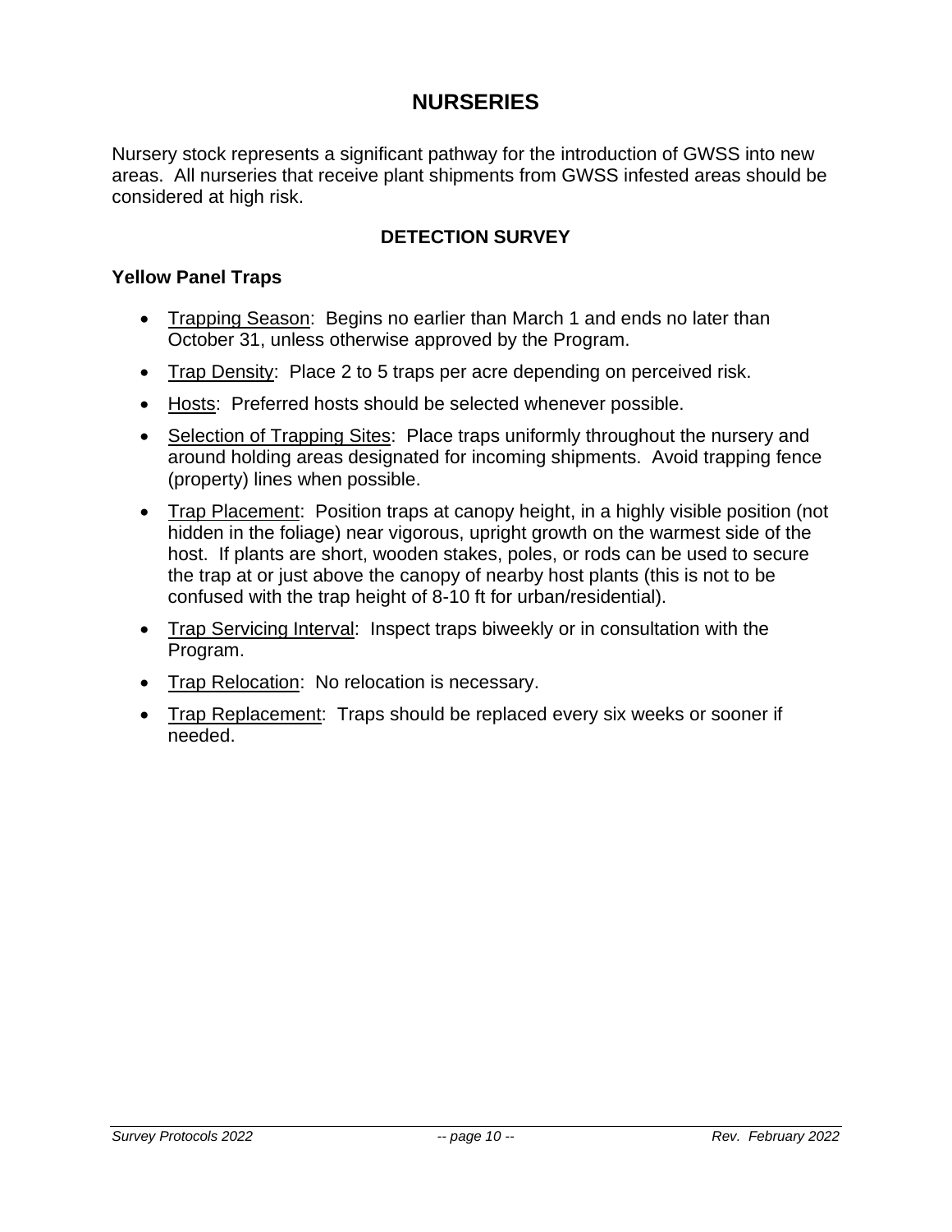# NURSERIES

Nursery stock represents a significant pathway for the introduction of GWSS into new areas. All nurseries that receive plant shipments from GWSS infested areas should be considered at high risk.

## DETECTION SURVEY

### Yellow Panel Traps

- Trapping Season: Begins no earlier than March 1 and ends no later than October 31, unless otherwise approved by the Program.
- Trap Density: Place 2 to 5 traps per acre depending on perceived risk.
- Hosts: Preferred hosts should be selected whenever possible.
- Selection of Trapping Sites: Place traps uniformly throughout the nursery and around holding areas designated for incoming shipments. Avoid trapping fence (property) lines when possible.
- Trap Placement: Position traps at canopy height, in a highly visible position (not hidden in the foliage) near vigorous, upright growth on the warmest side of the host. If plants are short, wooden stakes, poles, or rods can be used to secure the trap at or just above the canopy of nearby host plants (this is not to be confused with the trap height of 8-10 ft for urban/residential).
- Trap Servicing Interval: Inspect traps biweekly or in consultation with the Program.
- Trap Relocation: No relocation is necessary.
- Trap Replacement: Traps should be replaced every six weeks or sooner if needed.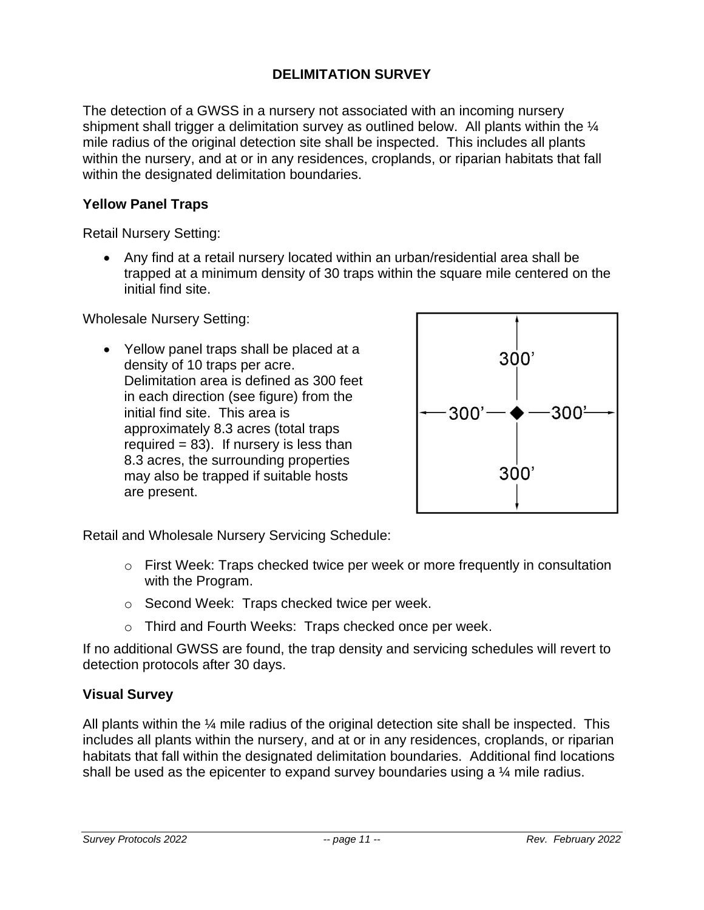## DELIMITATION SURVEY

The detection of a GWSS in a nursery not associated with an incoming nursery shipment shall trigger a delimitation survey as outlined below. All plants within the ¼ mile radius of the original detection site shall be inspected. This includes all plants within the nursery, and at or in any residences, croplands, or riparian habitats that fall within the designated delimitation boundaries.

### Yellow Panel Traps

Retail Nursery Setting:

- Any find at a retail nursery located within an urban/residential area shall be trapped at a minimum density of 30 traps within the square mile centered on the initial find site.

Wholesale Nursery Setting:

- Yellow panel traps shall be placed at a density of 10 traps per acre. Delimitation area is defined as 300 feet in each direction (see figure) from the initial find site. This area is approximately 8.3 acres (total traps required = 83). If nursery is less than 8.3 acres, the surrounding properties may also be trapped if suitable hosts are present.

Retail and Wholesale Nursery Servicing Schedule:

- First Week: Traps checked twice per week or more frequently in consultation with the Program.
- Second Week: Traps checked twice per week.
- Third and Fourth Weeks: Traps checked once per week.

If no additional GWSS are found, the trap density and servicing schedules will revert to detection protocols after 30 days.

### Visual Survey

All plants within the ¼ mile radius of the original detection site shall be inspected. This includes all plants within the nursery, and at or in any residences, croplands, or riparian habitats that fall within the designated delimitation boundaries. Additional find locations shall be used as the epicenter to expand survey boundaries using a ¼ mile radius.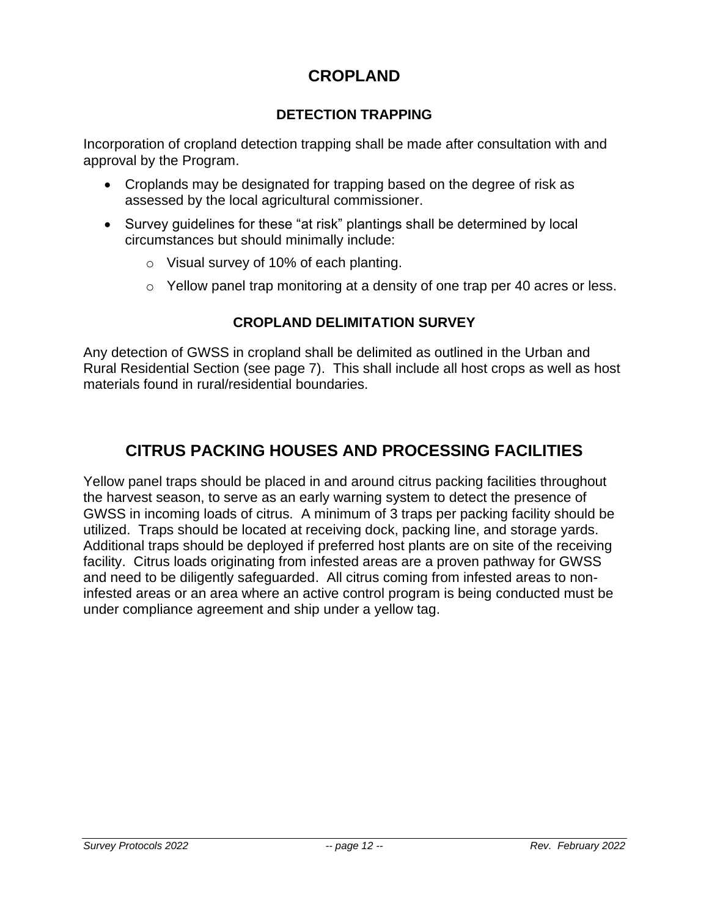# CROPLAND

### DETECTION TRAPPING

Incorporation of cropland detection trapping shall be made after consultation with and approval by the Program.

- Croplands may be designated for trapping based on the degree of risk as assessed by the local agricultural commissioner.
- Survey guidelines for these “at risk” plantings shall be determined by local circumstances but should minimally include:
  - Visual survey of 10% of each planting.
  - Yellow panel trap monitoring at a density of one trap per 40 acres or less.

### CROPLAND DELIMITATION SURVEY

Any detection of GWSS in cropland shall be delimited as outlined in the Urban and Rural Residential Section (see page 7). This shall include all host crops as well as host materials found in rural/residential boundaries.

# CITRUS PACKING HOUSES AND PROCESSING FACILITIES

Yellow panel traps should be placed in and around citrus packing facilities throughout the harvest season, to serve as an early warning system to detect the presence of GWSS in incoming loads of citrus. A minimum of 3 traps per packing facility should be utilized. Traps should be located at receiving dock, packing line, and storage yards. Additional traps should be deployed if preferred host plants are on site of the receiving facility. Citrus loads originating from infested areas are a proven pathway for GWSS and need to be diligently safeguarded. All citrus coming from infested areas to non-infested areas or an area where an active control program is being conducted must be under compliance agreement and ship under a yellow tag.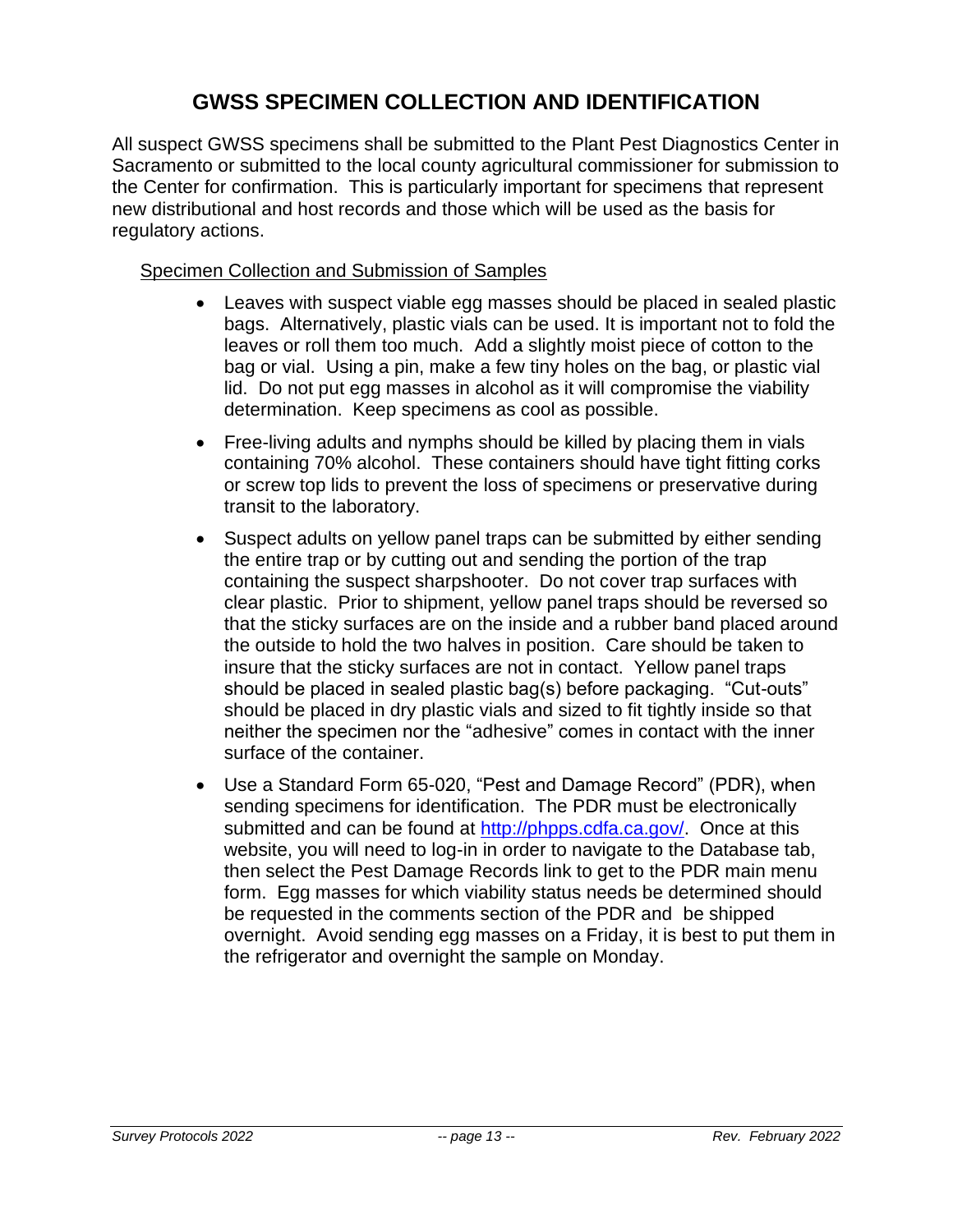# GWSS SPECIMEN COLLECTION AND IDENTIFICATION

All suspect GWSS specimens shall be submitted to the Plant Pest Diagnostics Center in Sacramento or submitted to the local county agricultural commissioner for submission to the Center for confirmation. This is particularly important for specimens that represent new distributional and host records and those which will be used as the basis for regulatory actions.

## Specimen Collection and Submission of Samples

- Leaves with suspect viable egg masses should be placed in sealed plastic bags. Alternatively, plastic vials can be used. It is important not to fold the leaves or roll them too much. Add a slightly moist piece of cotton to the bag or vial. Using a pin, make a few tiny holes on the bag, or plastic vial lid. Do not put egg masses in alcohol as it will compromise the viability determination. Keep specimens as cool as possible.
- Free-living adults and nymphs should be killed by placing them in vials containing 70% alcohol. These containers should have tight fitting corks or screw top lids to prevent the loss of specimens or preservative during transit to the laboratory.
- Suspect adults on yellow panel traps can be submitted by either sending the entire trap or by cutting out and sending the portion of the trap containing the suspect sharpshooter. Do not cover trap surfaces with clear plastic. Prior to shipment, yellow panel traps should be reversed so that the sticky surfaces are on the inside and a rubber band placed around the outside to hold the two halves in position. Care should be taken to insure that the sticky surfaces are not in contact. Yellow panel traps should be placed in sealed plastic bag(s) before packaging. "Cut-outs" should be placed in dry plastic vials and sized to fit tightly inside so that neither the specimen nor the "adhesive" comes in contact with the inner surface of the container.
- Use a Standard Form 65-020, "Pest and Damage Record" (PDR), when sending specimens for identification. The PDR must be electronically submitted and can be found at http://phpps.cdfa.ca.gov/. Once at this website, you will need to log-in in order to navigate to the Database tab, then select the Pest Damage Records link to get to the PDR main menu form. Egg masses for which viability status needs be determined should be requested in the comments section of the PDR and be shipped overnight. Avoid sending egg masses on a Friday, it is best to put them in the refrigerator and overnight the sample on Monday.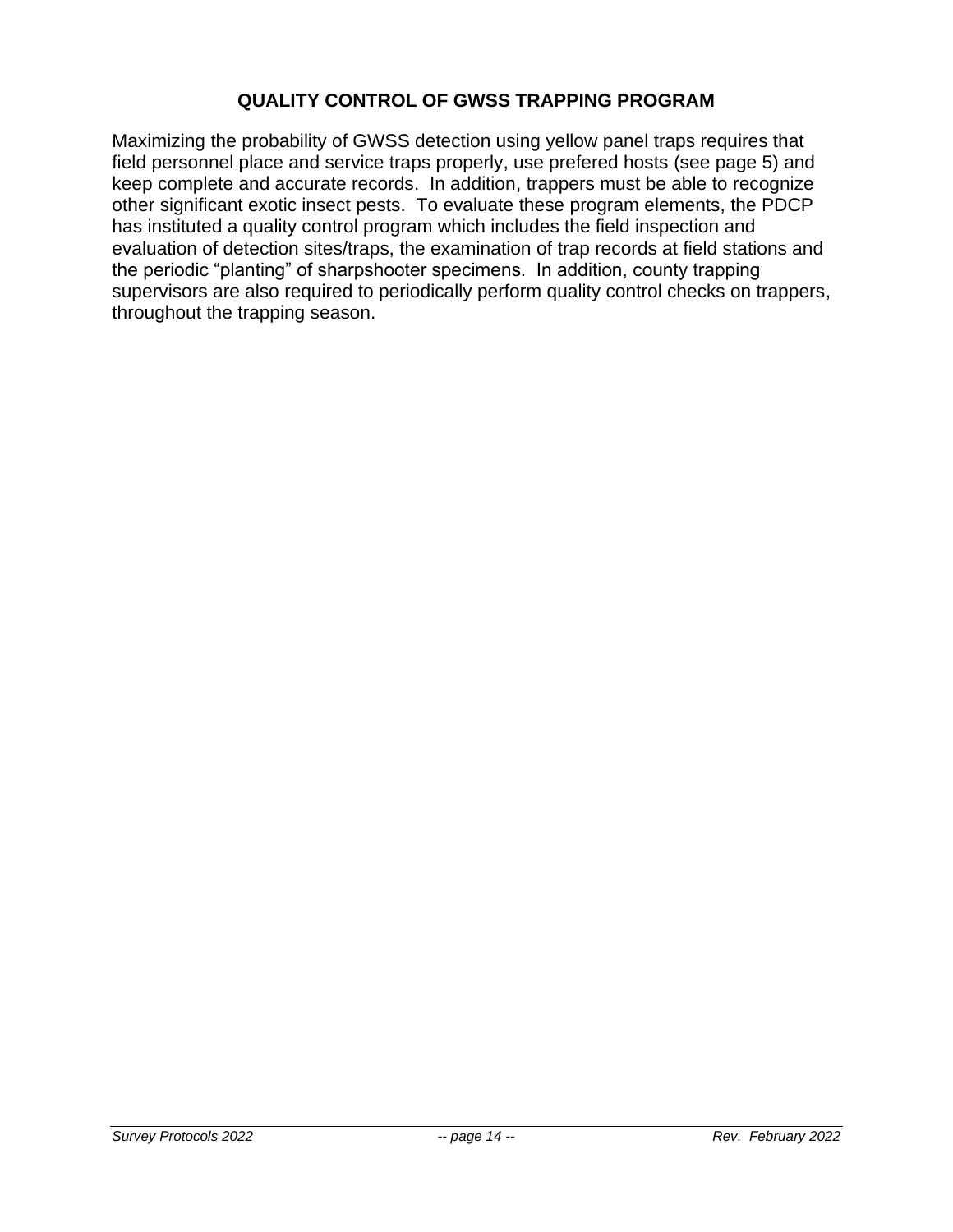## QUALITY CONTROL OF GWSS TRAPPING PROGRAM

Maximizing the probability of GWSS detection using yellow panel traps requires that field personnel place and service traps properly, use prefered hosts (see page 5) and keep complete and accurate records. In addition, trappers must be able to recognize other significant exotic insect pests. To evaluate these program elements, the PDCP has instituted a quality control program which includes the field inspection and evaluation of detection sites/traps, the examination of trap records at field stations and the periodic "planting" of sharpshooter specimens. In addition, county trapping supervisors are also required to periodically perform quality control checks on trappers, throughout the trapping season.